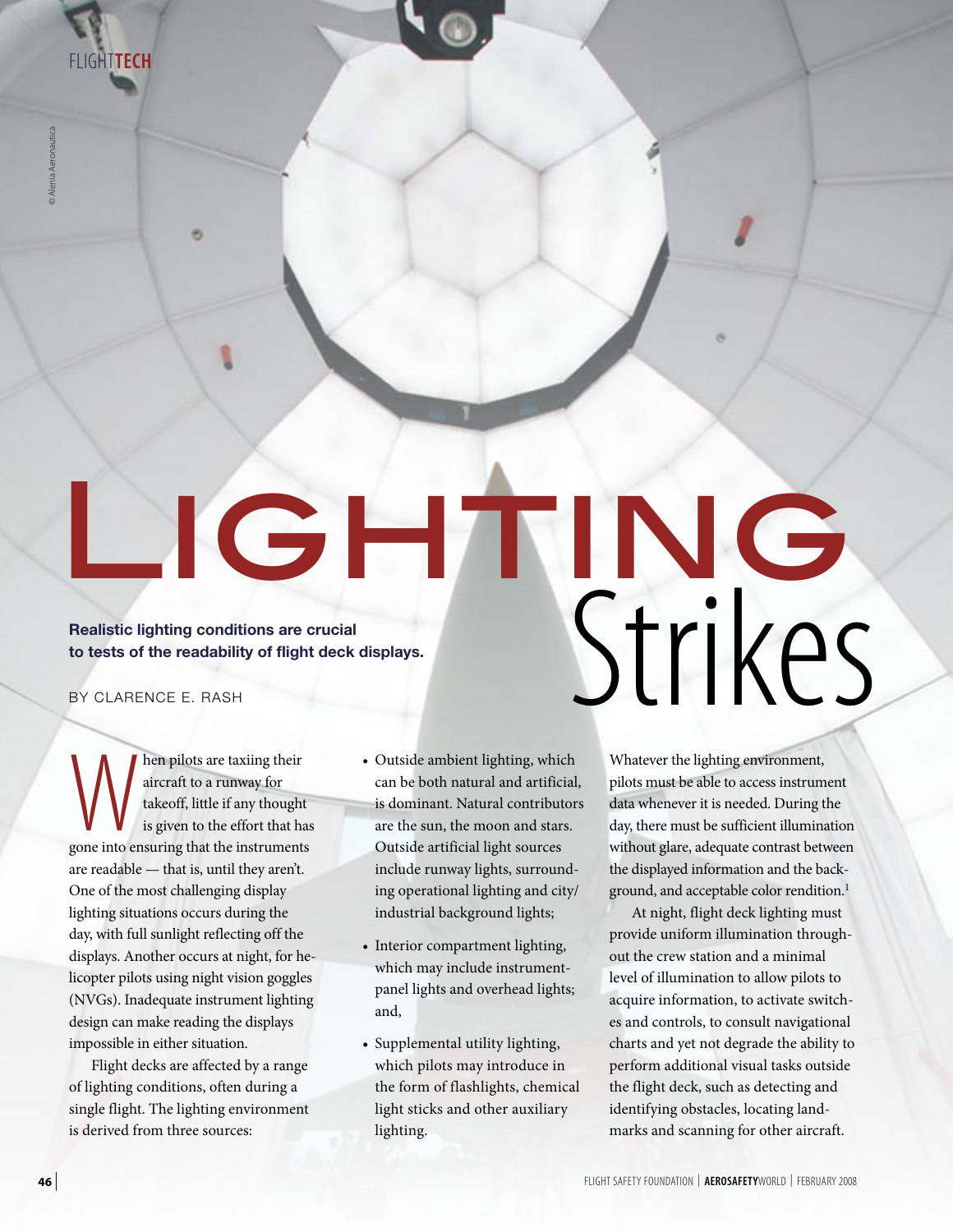# Lighting Strikes

**Realistic lighting conditions are crucial to tests of the readability of flight deck displays.**

BY CLARENCE E. RASH

When pilots are taxiing their aircraft to a runway for takeoff, little if any thought is given to the effort that has gone into ensuring that the instruments are readable — that is, until they aren't. One of the most challenging display lighting situations occurs during the day, with full sunlight reflecting off the displays. Another occurs at night, for helicopter pilots using night vision goggles (NVGs). Inadequate instrument lighting design can make reading the displays impossible in either situation.

Flight decks are affected by a range of lighting conditions, often during a single flight. The lighting environment is derived from three sources:

- Outside ambient lighting, which can be both natural and artificial, is dominant. Natural contributors are the sun, the moon and stars. Outside artificial light sources include runway lights, surrounding operational lighting and city/industrial background lights;
- Interior compartment lighting, which may include instrument-panel lights and overhead lights; and,
- Supplemental utility lighting, which pilots may introduce in the form of flashlights, chemical light sticks and other auxiliary lighting.

Whatever the lighting environment, pilots must be able to access instrument data whenever it is needed. During the day, there must be sufficient illumination without glare, adequate contrast between the displayed information and the background, and acceptable color rendition.[1]

At night, flight deck lighting must provide uniform illumination throughout the crew station and a minimal level of illumination to allow pilots to acquire information, to activate switches and controls, to consult navigational charts and yet not degrade the ability to perform additional visual tasks outside the flight deck, such as detecting and identifying obstacles, locating landmarks and scanning for other aircraft.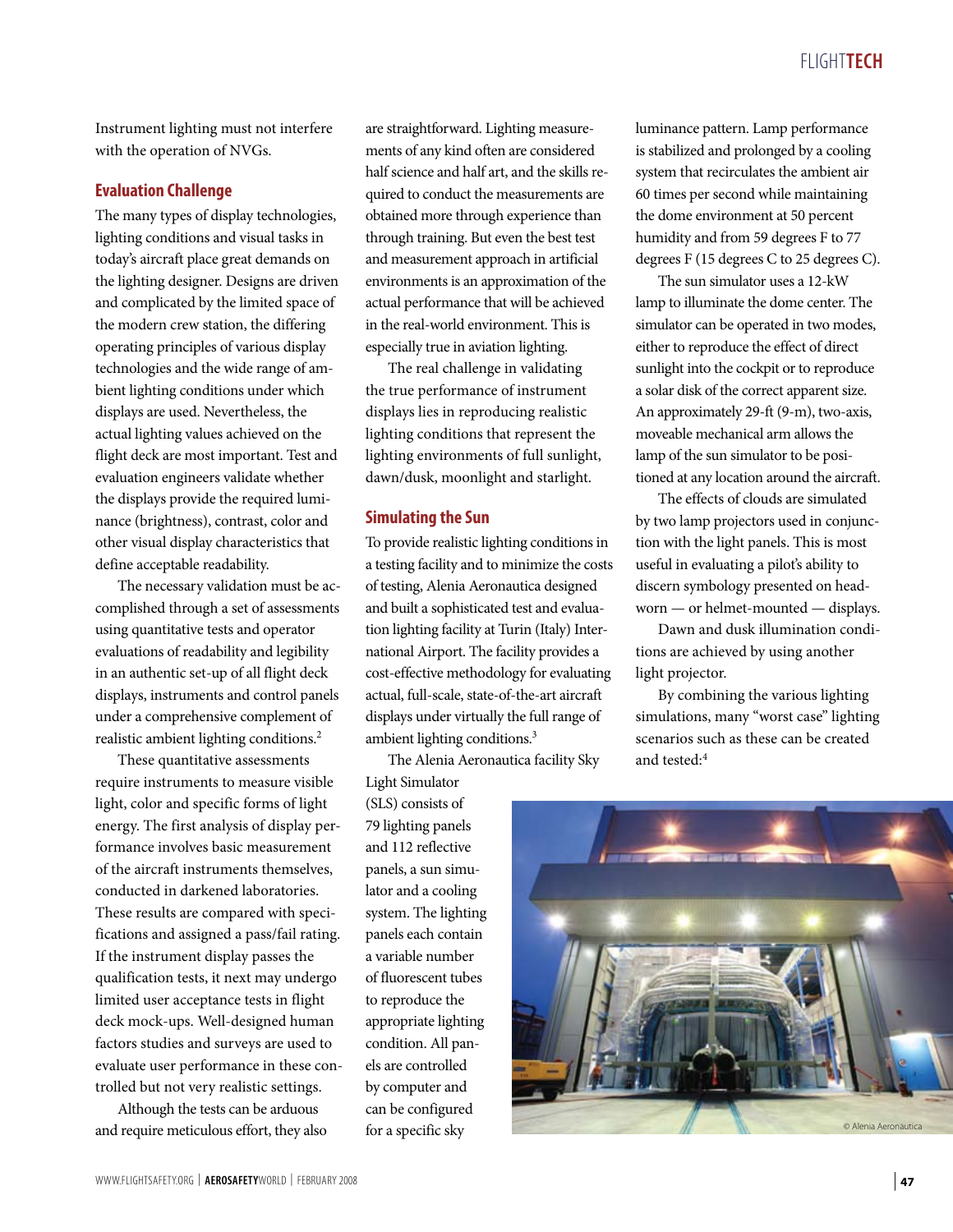Instrument lighting must not interfere with the operation of NVGs.

## Evaluation Challenge

The many types of display technologies, lighting conditions and visual tasks in today's aircraft place great demands on the lighting designer. Designs are driven and complicated by the limited space of the modern crew station, the differing operating principles of various display technologies and the wide range of ambient lighting conditions under which displays are used. Nevertheless, the actual lighting values achieved on the flight deck are most important. Test and evaluation engineers validate whether the displays provide the required luminance (brightness), contrast, color and other visual display characteristics that define acceptable readability.

The necessary validation must be accomplished through a set of assessments using quantitative tests and operator evaluations of readability and legibility in an authentic set-up of all flight deck displays, instruments and control panels under a comprehensive complement of realistic ambient lighting conditions.[2]

These quantitative assessments require instruments to measure visible light, color and specific forms of light energy. The first analysis of display performance involves basic measurement of the aircraft instruments themselves, conducted in darkened laboratories. These results are compared with specifications and assigned a pass/fail rating. If the instrument display passes the qualification tests, it next may undergo limited user acceptance tests in flight deck mock-ups. Well-designed human factors studies and surveys are used to evaluate user performance in these controlled but not very realistic settings.

Although the tests can be arduous and require meticulous effort, they also are straightforward. Lighting measurements of any kind often are considered half science and half art, and the skills required to conduct the measurements are obtained more through experience than through training. But even the best test and measurement approach in artificial environments is an approximation of the actual performance that will be achieved in the real-world environment. This is especially true in aviation lighting.

The real challenge in validating the true performance of instrument displays lies in reproducing realistic lighting conditions that represent the lighting environments of full sunlight, dawn/dusk, moonlight and starlight.

## Simulating the Sun

To provide realistic lighting conditions in a testing facility and to minimize the costs of testing, Alenia Aeronautica designed and built a sophisticated test and evaluation lighting facility at Turin (Italy) International Airport. The facility provides a cost-effective methodology for evaluating actual, full-scale, state-of-the-art aircraft displays under virtually the full range of ambient lighting conditions.[3]

The Alenia Aeronautica facility Sky Light Simulator (SLS) consists of 79 lighting panels and 112 reflective panels, a sun simulator and a cooling system. The lighting panels each contain a variable number of fluorescent tubes to reproduce the appropriate lighting condition. All panels are controlled by computer and can be configured for a specific sky luminance pattern. Lamp performance is stabilized and prolonged by a cooling system that recirculates the ambient air 60 times per second while maintaining the dome environment at 50 percent humidity and from 59 degrees F to 77 degrees F (15 degrees C to 25 degrees C).

The sun simulator uses a 12-kW lamp to illuminate the dome center. The simulator can be operated in two modes, either to reproduce the effect of direct sunlight into the cockpit or to reproduce a solar disk of the correct apparent size. An approximately 29-ft (9-m), two-axis, moveable mechanical arm allows the lamp of the sun simulator to be positioned at any location around the aircraft.

The effects of clouds are simulated by two lamp projectors used in conjunction with the light panels. This is most useful in evaluating a pilot's ability to discern symbology presented on head-worn — or helmet-mounted — displays.

Dawn and dusk illumination conditions are achieved by using another light projector.

By combining the various lighting simulations, many "worst case" lighting scenarios such as these can be created and tested:[4]

© Alenia Aeronautica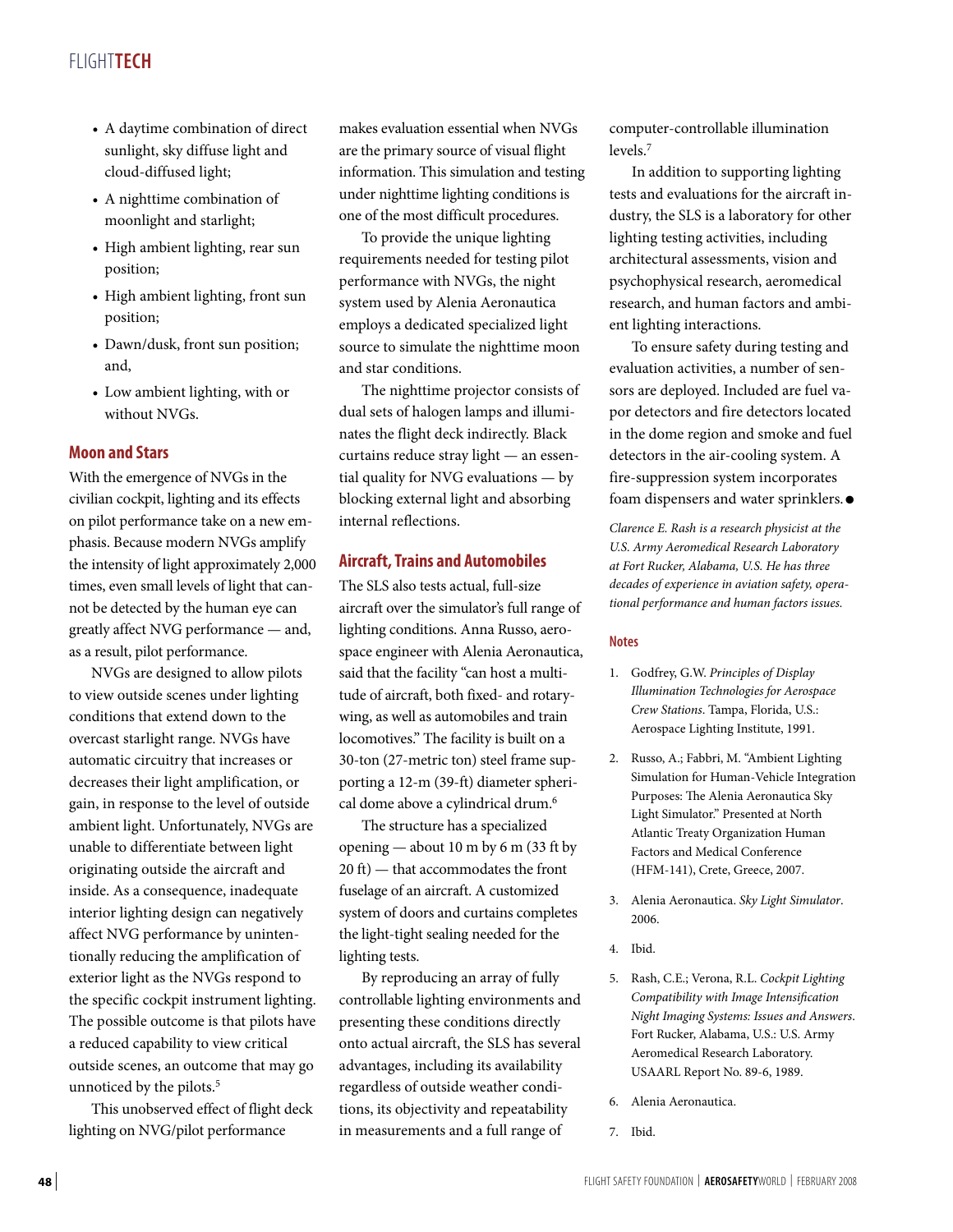- A daytime combination of direct sunlight, sky diffuse light and cloud-diffused light;
- A nighttime combination of moonlight and starlight;
- High ambient lighting, rear sun position;
- High ambient lighting, front sun position;
- Dawn/dusk, front sun position; and,
- Low ambient lighting, with or without NVGs.

## Moon and Stars

With the emergence of NVGs in the civilian cockpit, lighting and its effects on pilot performance take on a new emphasis. Because modern NVGs amplify the intensity of light approximately 2,000 times, even small levels of light that cannot be detected by the human eye can greatly affect NVG performance — and, as a result, pilot performance.

NVGs are designed to allow pilots to view outside scenes under lighting conditions that extend down to the overcast starlight range. NVGs have automatic circuitry that increases or decreases their light amplification, or gain, in response to the level of outside ambient light. Unfortunately, NVGs are unable to differentiate between light originating outside the aircraft and inside. As a consequence, inadequate interior lighting design can negatively affect NVG performance by unintentionally reducing the amplification of exterior light as the NVGs respond to the specific cockpit instrument lighting. The possible outcome is that pilots have a reduced capability to view critical outside scenes, an outcome that may go unnoticed by the pilots.[5]

This unobserved effect of flight deck lighting on NVG/pilot performance makes evaluation essential when NVGs are the primary source of visual flight information. This simulation and testing under nighttime lighting conditions is one of the most difficult procedures.

To provide the unique lighting requirements needed for testing pilot performance with NVGs, the night system used by Alenia Aeronautica employs a dedicated specialized light source to simulate the nighttime moon and star conditions.

The nighttime projector consists of dual sets of halogen lamps and illuminates the flight deck indirectly. Black curtains reduce stray light — an essential quality for NVG evaluations — by blocking external light and absorbing internal reflections.

## Aircraft, Trains and Automobiles

The SLS also tests actual, full-size aircraft over the simulator's full range of lighting conditions. Anna Russo, aerospace engineer with Alenia Aeronautica, said that the facility "can host a multitude of aircraft, both fixed- and rotary-wing, as well as automobiles and train locomotives." The facility is built on a 30-ton (27-metric ton) steel frame supporting a 12-m (39-ft) diameter spherical dome above a cylindrical drum.[6]

The structure has a specialized opening — about 10 m by 6 m (33 ft by 20 ft) — that accommodates the front fuselage of an aircraft. A customized system of doors and curtains completes the light-tight sealing needed for the lighting tests.

By reproducing an array of fully controllable lighting environments and presenting these conditions directly onto actual aircraft, the SLS has several advantages, including its availability regardless of outside weather conditions, its objectivity and repeatability in measurements and a full range of computer-controllable illumination levels.[7]

In addition to supporting lighting tests and evaluations for the aircraft industry, the SLS is a laboratory for other lighting testing activities, including architectural assessments, vision and psychophysical research, aeromedical research, and human factors and ambient lighting interactions.

To ensure safety during testing and evaluation activities, a number of sensors are deployed. Included are fuel vapor detectors and fire detectors located in the dome region and smoke and fuel detectors in the air-cooling system. A fire-suppression system incorporates foam dispensers and water sprinklers. ●

*Clarence E. Rash is a research physicist at the U.S. Army Aeromedical Research Laboratory at Fort Rucker, Alabama, U.S. He has three decades of experience in aviation safety, operational performance and human factors issues.*

### Notes

1. Godfrey, G.W. *Principles of Display Illumination Technologies for Aerospace Crew Stations*. Tampa, Florida, U.S.: Aerospace Lighting Institute, 1991.
2. Russo, A.; Fabbri, M. "Ambient Lighting Simulation for Human-Vehicle Integration Purposes: The Alenia Aeronautica Sky Light Simulator." Presented at North Atlantic Treaty Organization Human Factors and Medical Conference (HFM-141), Crete, Greece, 2007.
3. Alenia Aeronautica. *Sky Light Simulator*. 2006.
4. Ibid.
5. Rash, C.E.; Verona, R.L. *Cockpit Lighting Compatibility with Image Intensification Night Imaging Systems: Issues and Answers*. Fort Rucker, Alabama, U.S.: U.S. Army Aeromedical Research Laboratory. USAARL Report No. 89-6, 1989.
6. Alenia Aeronautica.
7. Ibid.